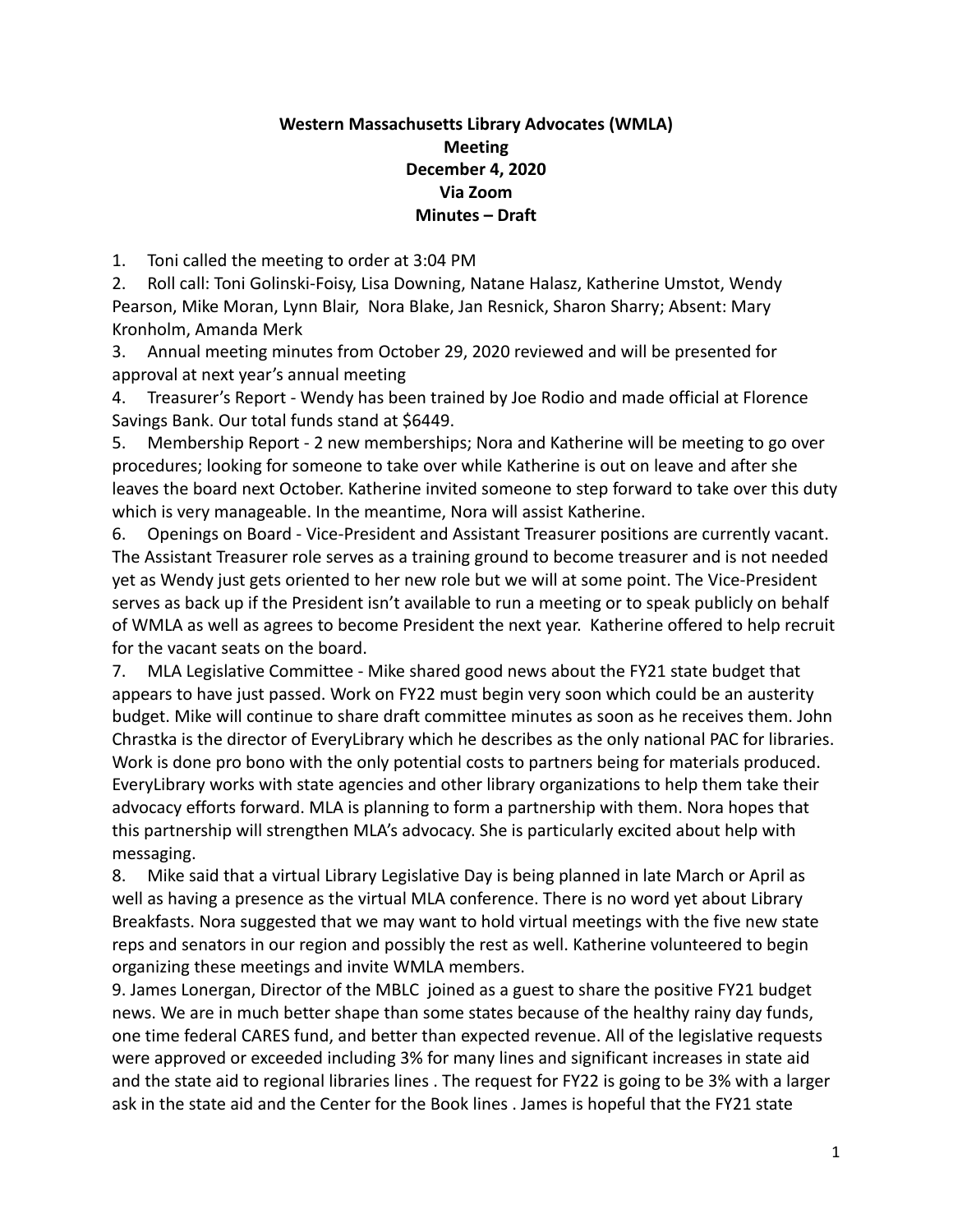**Western Massachusetts Library Advocates (WMLA)**
**Meeting**
**December 4, 2020**
**Via Zoom**
**Minutes – Draft**

1. Toni called the meeting to order at 3:04 PM
2. Roll call: Toni Golinski-Foisy, Lisa Downing, Natane Halasz, Katherine Umstot, Wendy Pearson, Mike Moran, Lynn Blair, Nora Blake, Jan Resnick, Sharon Sharry; Absent: Mary Kronholm, Amanda Merk
3. Annual meeting minutes from October 29, 2020 reviewed and will be presented for approval at next year's annual meeting
4. Treasurer's Report - Wendy has been trained by Joe Rodio and made official at Florence Savings Bank. Our total funds stand at $6449.
5. Membership Report - 2 new memberships; Nora and Katherine will be meeting to go over procedures; looking for someone to take over while Katherine is out on leave and after she leaves the board next October. Katherine invited someone to step forward to take over this duty which is very manageable. In the meantime, Nora will assist Katherine.
6. Openings on Board - Vice-President and Assistant Treasurer positions are currently vacant. The Assistant Treasurer role serves as a training ground to become treasurer and is not needed yet as Wendy just gets oriented to her new role but we will at some point. The Vice-President serves as back up if the President isn't available to run a meeting or to speak publicly on behalf of WMLA as well as agrees to become President the next year. Katherine offered to help recruit for the vacant seats on the board.
7. MLA Legislative Committee - Mike shared good news about the FY21 state budget that appears to have just passed. Work on FY22 must begin very soon which could be an austerity budget. Mike will continue to share draft committee minutes as soon as he receives them. John Chrastka is the director of EveryLibrary which he describes as the only national PAC for libraries. Work is done pro bono with the only potential costs to partners being for materials produced. EveryLibrary works with state agencies and other library organizations to help them take their advocacy efforts forward. MLA is planning to form a partnership with them. Nora hopes that this partnership will strengthen MLA's advocacy. She is particularly excited about help with messaging.
8. Mike said that a virtual Library Legislative Day is being planned in late March or April as well as having a presence as the virtual MLA conference. There is no word yet about Library Breakfasts. Nora suggested that we may want to hold virtual meetings with the five new state reps and senators in our region and possibly the rest as well. Katherine volunteered to begin organizing these meetings and invite WMLA members.
9. James Lonergan, Director of the MBLC joined as a guest to share the positive FY21 budget news. We are in much better shape than some states because of the healthy rainy day funds, one time federal CARES fund, and better than expected revenue. All of the legislative requests were approved or exceeded including 3% for many lines and significant increases in state aid and the state aid to regional libraries lines . The request for FY22 is going to be 3% with a larger ask in the state aid and the Center for the Book lines . James is hopeful that the FY21 state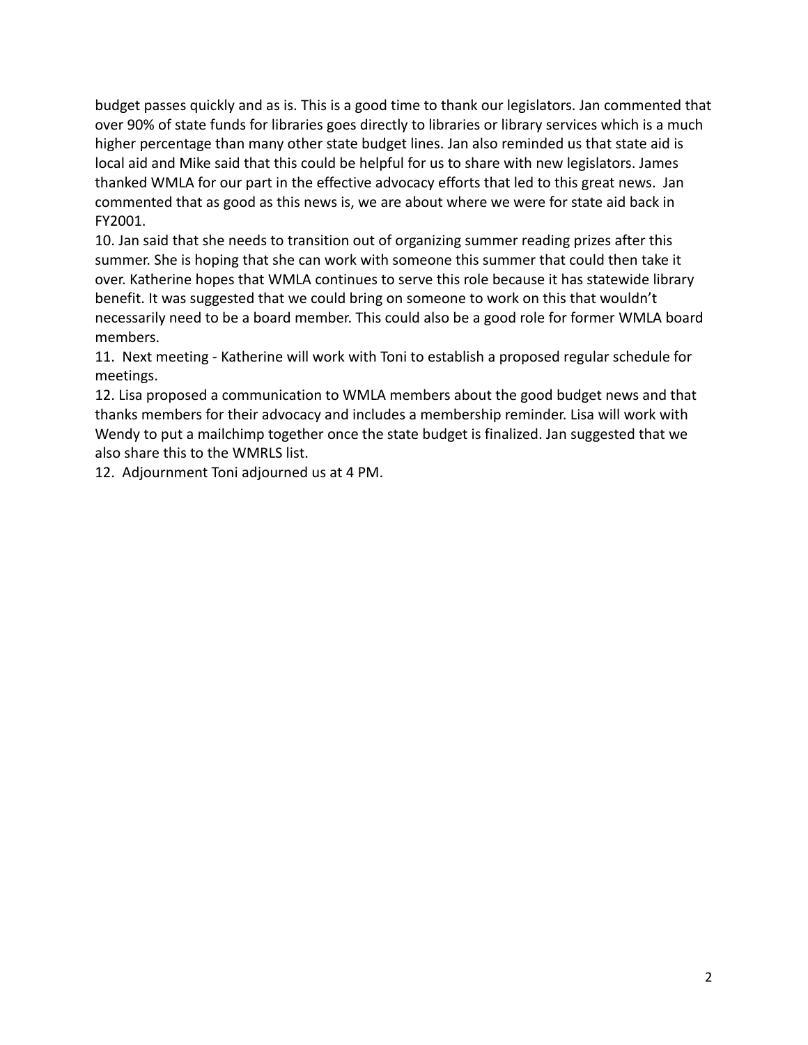budget passes quickly and as is. This is a good time to thank our legislators. Jan commented that over 90% of state funds for libraries goes directly to libraries or library services which is a much higher percentage than many other state budget lines. Jan also reminded us that state aid is local aid and Mike said that this could be helpful for us to share with new legislators. James thanked WMLA for our part in the effective advocacy efforts that led to this great news. Jan commented that as good as this news is, we are about where we were for state aid back in FY2001.

10. Jan said that she needs to transition out of organizing summer reading prizes after this summer. She is hoping that she can work with someone this summer that could then take it over. Katherine hopes that WMLA continues to serve this role because it has statewide library benefit. It was suggested that we could bring on someone to work on this that wouldn't necessarily need to be a board member. This could also be a good role for former WMLA board members.

11. Next meeting - Katherine will work with Toni to establish a proposed regular schedule for meetings.

12. Lisa proposed a communication to WMLA members about the good budget news and that thanks members for their advocacy and includes a membership reminder. Lisa will work with Wendy to put a mailchimp together once the state budget is finalized. Jan suggested that we also share this to the WMRLS list.

12. Adjournment Toni adjourned us at 4 PM.